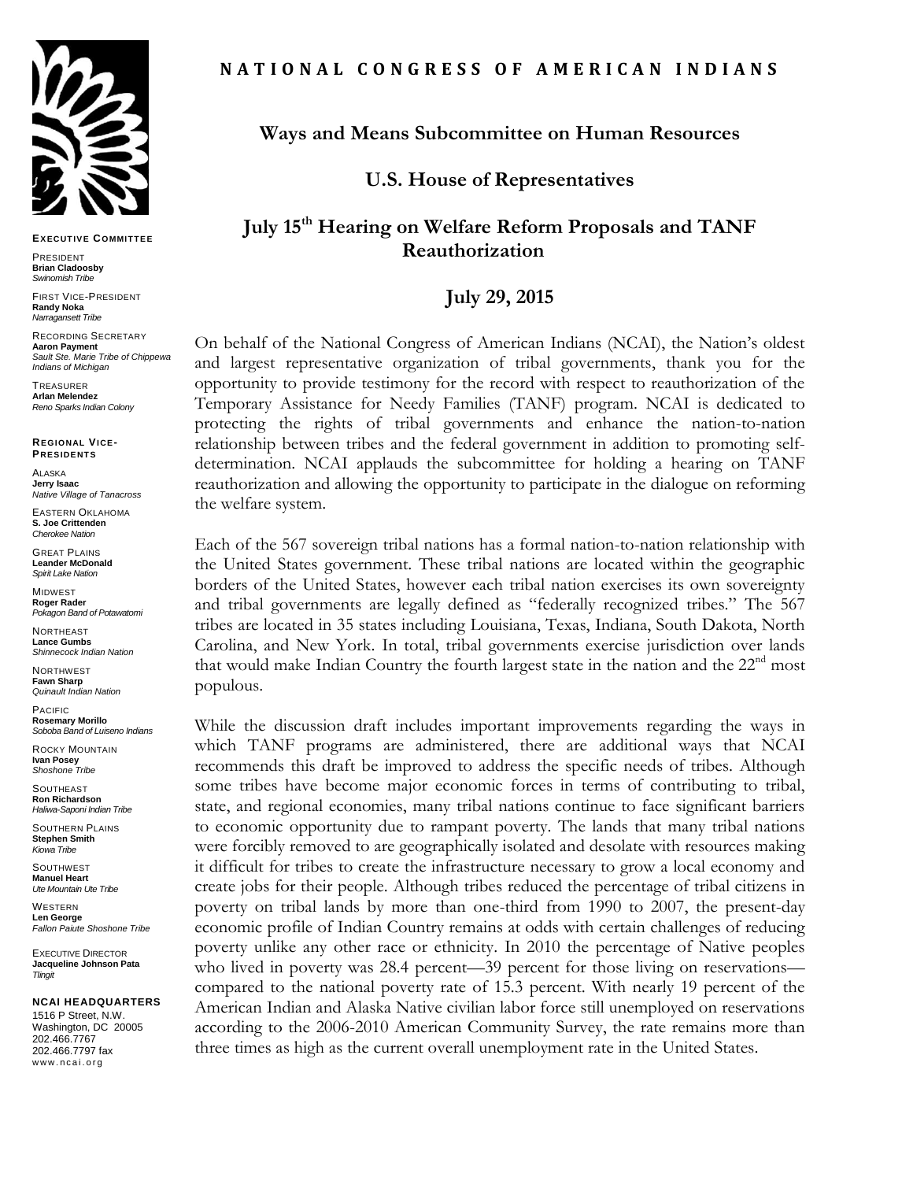**EXECUTIVE COMMITTEE**

PRESIDENT
**Brian Cladoosby**
*Swinomish Tribe*

FIRST VICE-PRESIDENT
**Randy Noka**
*Narragansett Tribe*

RECORDING SECRETARY
**Aaron Payment**
*Sault Ste. Marie Tribe of Chippewa Indians of Michigan*

TREASURER
**Arlan Melendez**
*Reno Sparks Indian Colony*

**REGIONAL VICE-PRESIDENTS**

ALASKA
**Jerry Isaac**
*Native Village of Tanacross*

EASTERN OKLAHOMA
**S. Joe Crittenden**
*Cherokee Nation*

GREAT PLAINS
**Leander McDonald**
*Spirit Lake Nation*

MIDWEST
**Roger Rader**
*Pokagon Band of Potawatomi*

NORTHEAST
**Lance Gumbs**
*Shinnecock Indian Nation*

NORTHWEST
**Fawn Sharp**
*Quinault Indian Nation*

PACIFIC
**Rosemary Morillo**
*Soboba Band of Luiseno Indians*

ROCKY MOUNTAIN
**Ivan Posey**
*Shoshone Tribe*

SOUTHEAST
**Ron Richardson**
*Haliwa-Saponi Indian Tribe*

SOUTHERN PLAINS
**Stephen Smith**
*Kiowa Tribe*

SOUTHWEST
**Manuel Heart**
*Ute Mountain Ute Tribe*

WESTERN
**Len George**
*Fallon Paiute Shoshone Tribe*

EXECUTIVE DIRECTOR
**Jacqueline Johnson Pata**
*Tlingit*

**NCAI HEADQUARTERS**
1516 P Street, N.W.
Washington, DC 20005
202.466.7767
202.466.7797 fax
www.ncai.org

**NATIONAL CONGRESS OF AMERICAN INDIANS**

## Ways and Means Subcommittee on Human Resources

## U.S. House of Representatives

## July 15th Hearing on Welfare Reform Proposals and TANF Reauthorization

## July 29, 2015

On behalf of the National Congress of American Indians (NCAI), the Nation's oldest and largest representative organization of tribal governments, thank you for the opportunity to provide testimony for the record with respect to reauthorization of the Temporary Assistance for Needy Families (TANF) program. NCAI is dedicated to protecting the rights of tribal governments and enhance the nation-to-nation relationship between tribes and the federal government in addition to promoting self-determination. NCAI applauds the subcommittee for holding a hearing on TANF reauthorization and allowing the opportunity to participate in the dialogue on reforming the welfare system.

Each of the 567 sovereign tribal nations has a formal nation-to-nation relationship with the United States government. These tribal nations are located within the geographic borders of the United States, however each tribal nation exercises its own sovereignty and tribal governments are legally defined as "federally recognized tribes." The 567 tribes are located in 35 states including Louisiana, Texas, Indiana, South Dakota, North Carolina, and New York. In total, tribal governments exercise jurisdiction over lands that would make Indian Country the fourth largest state in the nation and the 22nd most populous.

While the discussion draft includes important improvements regarding the ways in which TANF programs are administered, there are additional ways that NCAI recommends this draft be improved to address the specific needs of tribes. Although some tribes have become major economic forces in terms of contributing to tribal, state, and regional economies, many tribal nations continue to face significant barriers to economic opportunity due to rampant poverty. The lands that many tribal nations were forcibly removed to are geographically isolated and desolate with resources making it difficult for tribes to create the infrastructure necessary to grow a local economy and create jobs for their people. Although tribes reduced the percentage of tribal citizens in poverty on tribal lands by more than one-third from 1990 to 2007, the present-day economic profile of Indian Country remains at odds with certain challenges of reducing poverty unlike any other race or ethnicity. In 2010 the percentage of Native peoples who lived in poverty was 28.4 percent—39 percent for those living on reservations—compared to the national poverty rate of 15.3 percent. With nearly 19 percent of the American Indian and Alaska Native civilian labor force still unemployed on reservations according to the 2006-2010 American Community Survey, the rate remains more than three times as high as the current overall unemployment rate in the United States.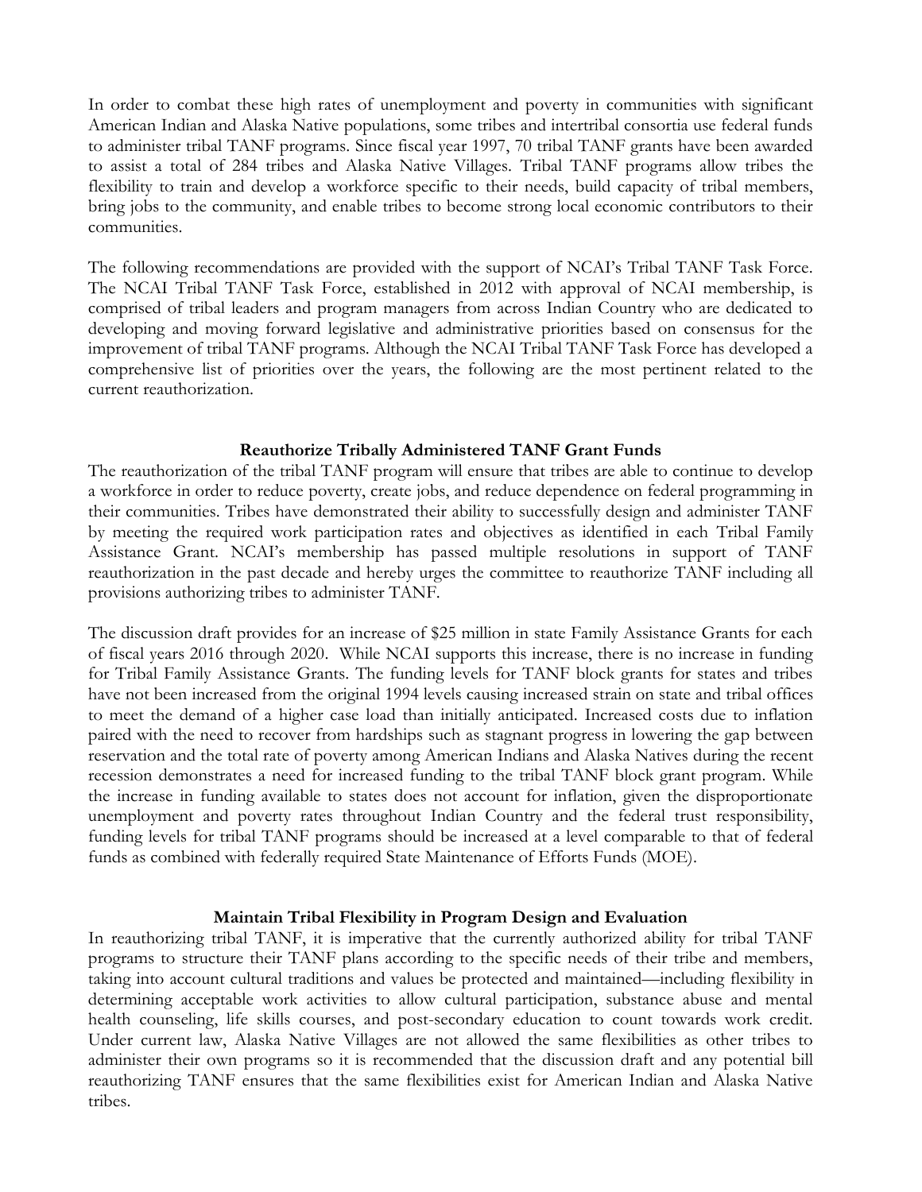In order to combat these high rates of unemployment and poverty in communities with significant American Indian and Alaska Native populations, some tribes and intertribal consortia use federal funds to administer tribal TANF programs. Since fiscal year 1997, 70 tribal TANF grants have been awarded to assist a total of 284 tribes and Alaska Native Villages. Tribal TANF programs allow tribes the flexibility to train and develop a workforce specific to their needs, build capacity of tribal members, bring jobs to the community, and enable tribes to become strong local economic contributors to their communities.

The following recommendations are provided with the support of NCAI's Tribal TANF Task Force. The NCAI Tribal TANF Task Force, established in 2012 with approval of NCAI membership, is comprised of tribal leaders and program managers from across Indian Country who are dedicated to developing and moving forward legislative and administrative priorities based on consensus for the improvement of tribal TANF programs. Although the NCAI Tribal TANF Task Force has developed a comprehensive list of priorities over the years, the following are the most pertinent related to the current reauthorization.

## Reauthorize Tribally Administered TANF Grant Funds

The reauthorization of the tribal TANF program will ensure that tribes are able to continue to develop a workforce in order to reduce poverty, create jobs, and reduce dependence on federal programming in their communities. Tribes have demonstrated their ability to successfully design and administer TANF by meeting the required work participation rates and objectives as identified in each Tribal Family Assistance Grant. NCAI's membership has passed multiple resolutions in support of TANF reauthorization in the past decade and hereby urges the committee to reauthorize TANF including all provisions authorizing tribes to administer TANF.

The discussion draft provides for an increase of $25 million in state Family Assistance Grants for each of fiscal years 2016 through 2020. While NCAI supports this increase, there is no increase in funding for Tribal Family Assistance Grants. The funding levels for TANF block grants for states and tribes have not been increased from the original 1994 levels causing increased strain on state and tribal offices to meet the demand of a higher case load than initially anticipated. Increased costs due to inflation paired with the need to recover from hardships such as stagnant progress in lowering the gap between reservation and the total rate of poverty among American Indians and Alaska Natives during the recent recession demonstrates a need for increased funding to the tribal TANF block grant program. While the increase in funding available to states does not account for inflation, given the disproportionate unemployment and poverty rates throughout Indian Country and the federal trust responsibility, funding levels for tribal TANF programs should be increased at a level comparable to that of federal funds as combined with federally required State Maintenance of Efforts Funds (MOE).

## Maintain Tribal Flexibility in Program Design and Evaluation

In reauthorizing tribal TANF, it is imperative that the currently authorized ability for tribal TANF programs to structure their TANF plans according to the specific needs of their tribe and members, taking into account cultural traditions and values be protected and maintained—including flexibility in determining acceptable work activities to allow cultural participation, substance abuse and mental health counseling, life skills courses, and post-secondary education to count towards work credit. Under current law, Alaska Native Villages are not allowed the same flexibilities as other tribes to administer their own programs so it is recommended that the discussion draft and any potential bill reauthorizing TANF ensures that the same flexibilities exist for American Indian and Alaska Native tribes.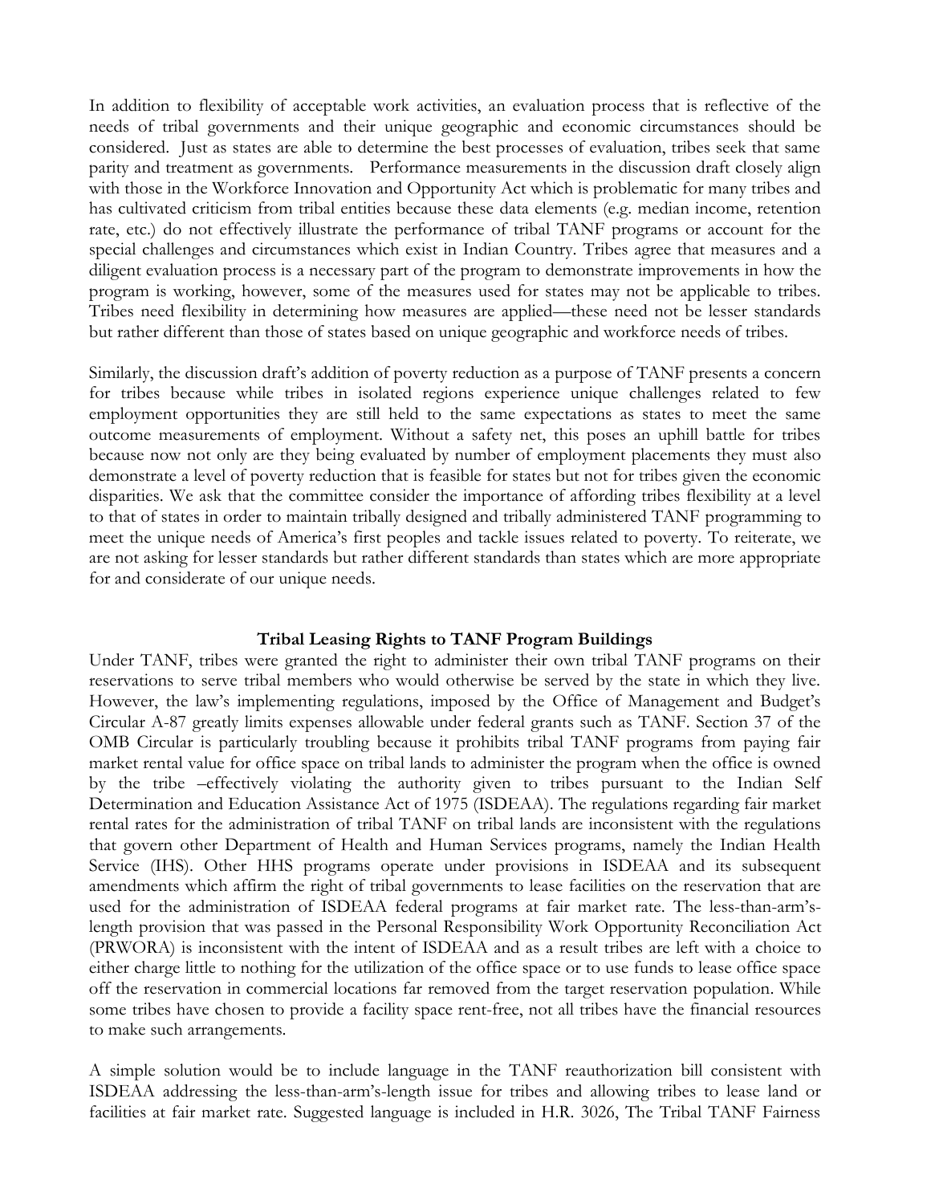In addition to flexibility of acceptable work activities, an evaluation process that is reflective of the needs of tribal governments and their unique geographic and economic circumstances should be considered. Just as states are able to determine the best processes of evaluation, tribes seek that same parity and treatment as governments. Performance measurements in the discussion draft closely align with those in the Workforce Innovation and Opportunity Act which is problematic for many tribes and has cultivated criticism from tribal entities because these data elements (e.g. median income, retention rate, etc.) do not effectively illustrate the performance of tribal TANF programs or account for the special challenges and circumstances which exist in Indian Country. Tribes agree that measures and a diligent evaluation process is a necessary part of the program to demonstrate improvements in how the program is working, however, some of the measures used for states may not be applicable to tribes. Tribes need flexibility in determining how measures are applied—these need not be lesser standards but rather different than those of states based on unique geographic and workforce needs of tribes.

Similarly, the discussion draft's addition of poverty reduction as a purpose of TANF presents a concern for tribes because while tribes in isolated regions experience unique challenges related to few employment opportunities they are still held to the same expectations as states to meet the same outcome measurements of employment. Without a safety net, this poses an uphill battle for tribes because now not only are they being evaluated by number of employment placements they must also demonstrate a level of poverty reduction that is feasible for states but not for tribes given the economic disparities. We ask that the committee consider the importance of affording tribes flexibility at a level to that of states in order to maintain tribally designed and tribally administered TANF programming to meet the unique needs of America's first peoples and tackle issues related to poverty. To reiterate, we are not asking for lesser standards but rather different standards than states which are more appropriate for and considerate of our unique needs.

**Tribal Leasing Rights to TANF Program Buildings**

Under TANF, tribes were granted the right to administer their own tribal TANF programs on their reservations to serve tribal members who would otherwise be served by the state in which they live. However, the law's implementing regulations, imposed by the Office of Management and Budget's Circular A-87 greatly limits expenses allowable under federal grants such as TANF. Section 37 of the OMB Circular is particularly troubling because it prohibits tribal TANF programs from paying fair market rental value for office space on tribal lands to administer the program when the office is owned by the tribe –effectively violating the authority given to tribes pursuant to the Indian Self Determination and Education Assistance Act of 1975 (ISDEAA). The regulations regarding fair market rental rates for the administration of tribal TANF on tribal lands are inconsistent with the regulations that govern other Department of Health and Human Services programs, namely the Indian Health Service (IHS). Other HHS programs operate under provisions in ISDEAA and its subsequent amendments which affirm the right of tribal governments to lease facilities on the reservation that are used for the administration of ISDEAA federal programs at fair market rate. The less-than-arm's-length provision that was passed in the Personal Responsibility Work Opportunity Reconciliation Act (PRWORA) is inconsistent with the intent of ISDEAA and as a result tribes are left with a choice to either charge little to nothing for the utilization of the office space or to use funds to lease office space off the reservation in commercial locations far removed from the target reservation population. While some tribes have chosen to provide a facility space rent-free, not all tribes have the financial resources to make such arrangements.

A simple solution would be to include language in the TANF reauthorization bill consistent with ISDEAA addressing the less-than-arm's-length issue for tribes and allowing tribes to lease land or facilities at fair market rate. Suggested language is included in H.R. 3026, The Tribal TANF Fairness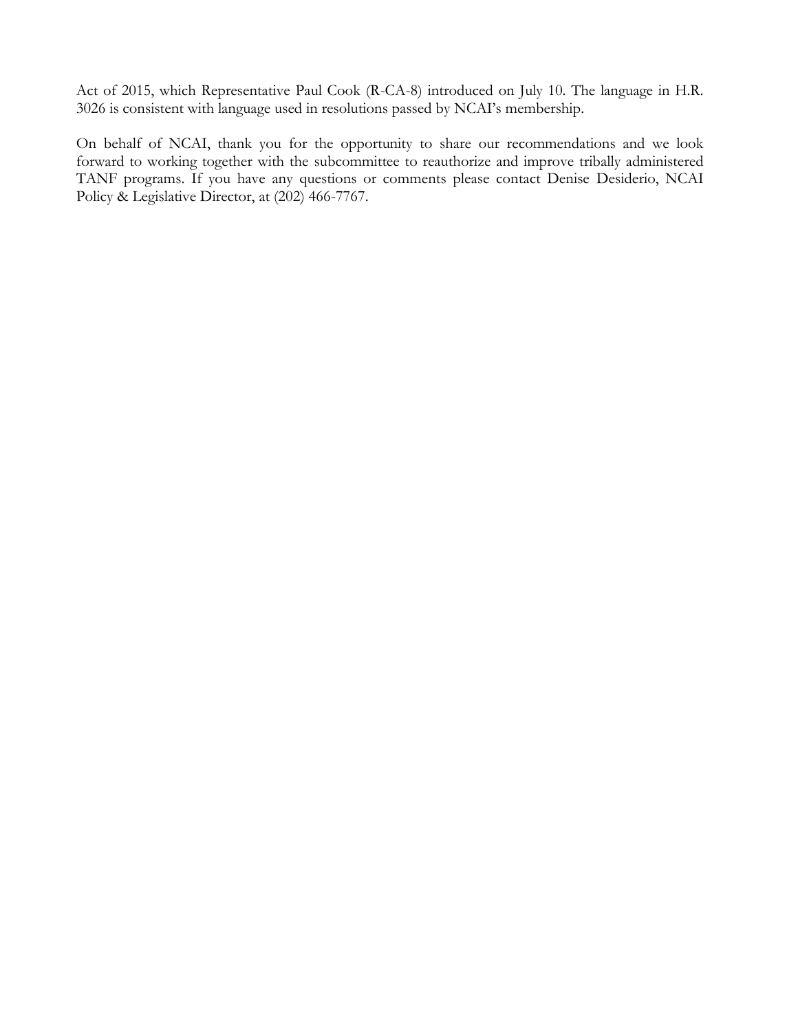Act of 2015, which Representative Paul Cook (R-CA-8) introduced on July 10. The language in H.R. 3026 is consistent with language used in resolutions passed by NCAI's membership.

On behalf of NCAI, thank you for the opportunity to share our recommendations and we look forward to working together with the subcommittee to reauthorize and improve tribally administered TANF programs. If you have any questions or comments please contact Denise Desiderio, NCAI Policy & Legislative Director, at (202) 466-7767.